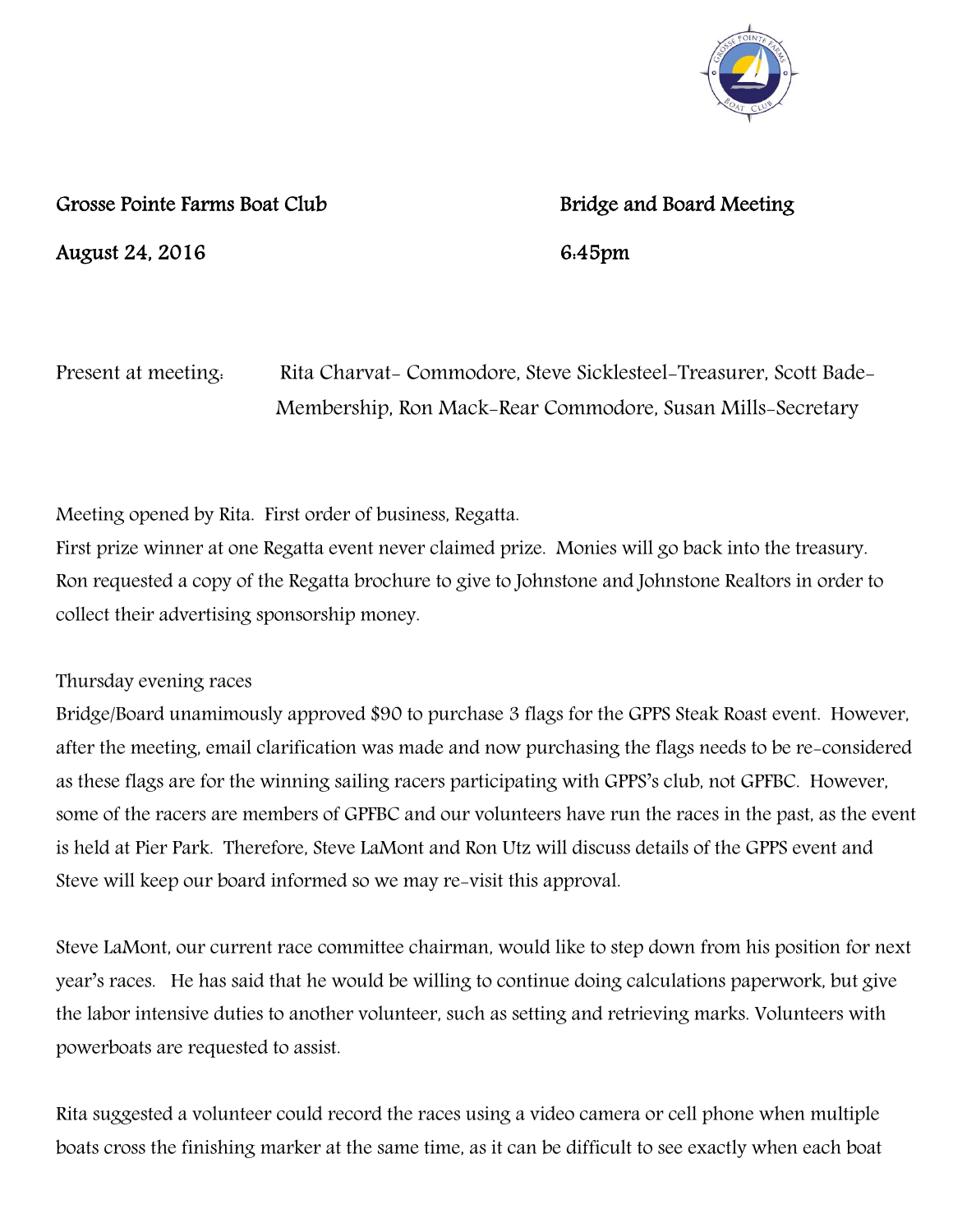**Grosse Pointe Farms Boat Club** **Bridge and Board Meeting**

**August 24, 2016** **6:45pm**

Present at meeting: Rita Charvat- Commodore, Steve Sicklesteel-Treasurer, Scott Bade-Membership, Ron Mack-Rear Commodore, Susan Mills-Secretary

Meeting opened by Rita. First order of business, Regatta.

First prize winner at one Regatta event never claimed prize. Monies will go back into the treasury. Ron requested a copy of the Regatta brochure to give to Johnstone and Johnstone Realtors in order to collect their advertising sponsorship money.

Thursday evening races

Bridge/Board unamimously approved $90 to purchase 3 flags for the GPPS Steak Roast event. However, after the meeting, email clarification was made and now purchasing the flags needs to be re-considered as these flags are for the winning sailing racers participating with GPPS's club, not GPFBC. However, some of the racers are members of GPFBC and our volunteers have run the races in the past, as the event is held at Pier Park. Therefore, Steve LaMont and Ron Utz will discuss details of the GPPS event and Steve will keep our board informed so we may re-visit this approval.

Steve LaMont, our current race committee chairman, would like to step down from his position for next year's races. He has said that he would be willing to continue doing calculations paperwork, but give the labor intensive duties to another volunteer, such as setting and retrieving marks. Volunteers with powerboats are requested to assist.

Rita suggested a volunteer could record the races using a video camera or cell phone when multiple boats cross the finishing marker at the same time, as it can be difficult to see exactly when each boat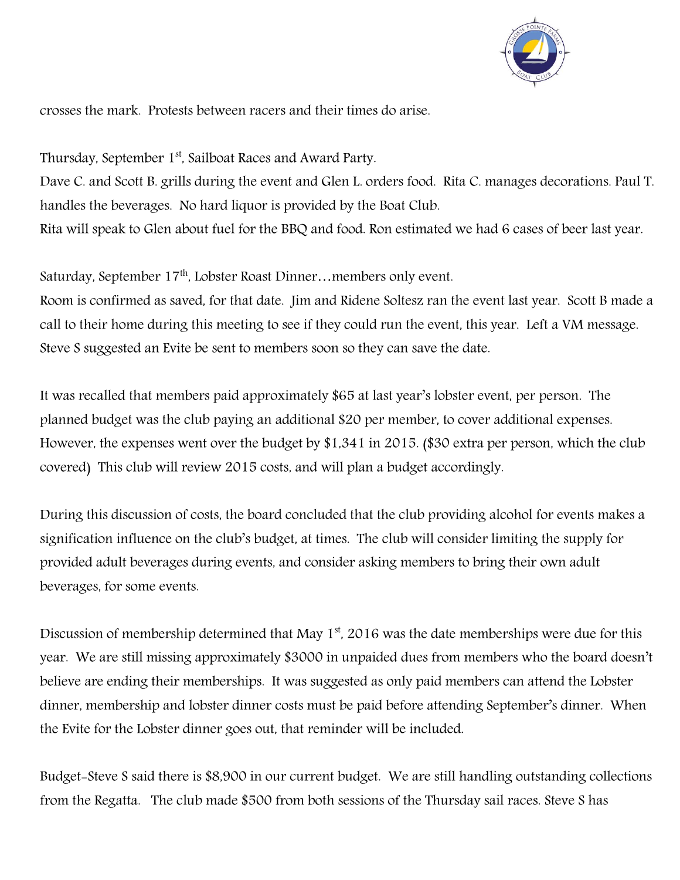crosses the mark. Protests between racers and their times do arise.

Thursday, September 1st, Sailboat Races and Award Party.
Dave C. and Scott B. grills during the event and Glen L. orders food. Rita C. manages decorations. Paul T. handles the beverages. No hard liquor is provided by the Boat Club.
Rita will speak to Glen about fuel for the BBQ and food. Ron estimated we had 6 cases of beer last year.

Saturday, September 17th, Lobster Roast Dinner…members only event.
Room is confirmed as saved, for that date. Jim and Ridene Soltesz ran the event last year. Scott B made a call to their home during this meeting to see if they could run the event, this year. Left a VM message. Steve S suggested an Evite be sent to members soon so they can save the date.

It was recalled that members paid approximately $65 at last year's lobster event, per person. The planned budget was the club paying an additional $20 per member, to cover additional expenses. However, the expenses went over the budget by $1,341 in 2015. ($30 extra per person, which the club covered) This club will review 2015 costs, and will plan a budget accordingly.

During this discussion of costs, the board concluded that the club providing alcohol for events makes a signification influence on the club's budget, at times. The club will consider limiting the supply for provided adult beverages during events, and consider asking members to bring their own adult beverages, for some events.

Discussion of membership determined that May 1st, 2016 was the date memberships were due for this year. We are still missing approximately $3000 in unpaided dues from members who the board doesn't believe are ending their memberships. It was suggested as only paid members can attend the Lobster dinner, membership and lobster dinner costs must be paid before attending September's dinner. When the Evite for the Lobster dinner goes out, that reminder will be included.

Budget-Steve S said there is $8,900 in our current budget. We are still handling outstanding collections from the Regatta. The club made $500 from both sessions of the Thursday sail races. Steve S has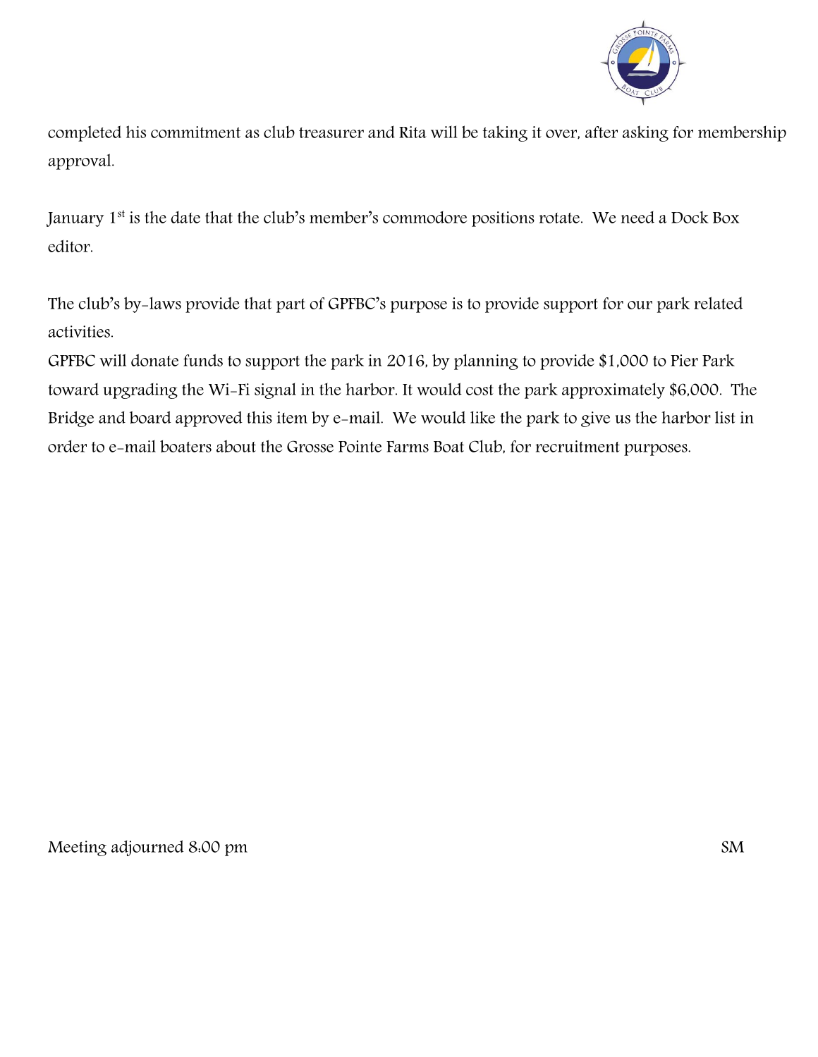completed his commitment as club treasurer and Rita will be taking it over, after asking for membership approval.

January 1st is the date that the club's member's commodore positions rotate.  We need a Dock Box editor.

The club's by-laws provide that part of GPFBC's purpose is to provide support for our park related activities.
GPFBC will donate funds to support the park in 2016, by planning to provide $1,000 to Pier Park toward upgrading the Wi-Fi signal in the harbor. It would cost the park approximately $6,000.  The Bridge and board approved this item by e-mail.  We would like the park to give us the harbor list in order to e-mail boaters about the Grosse Pointe Farms Boat Club, for recruitment purposes.

Meeting adjourned 8:00 pm SM